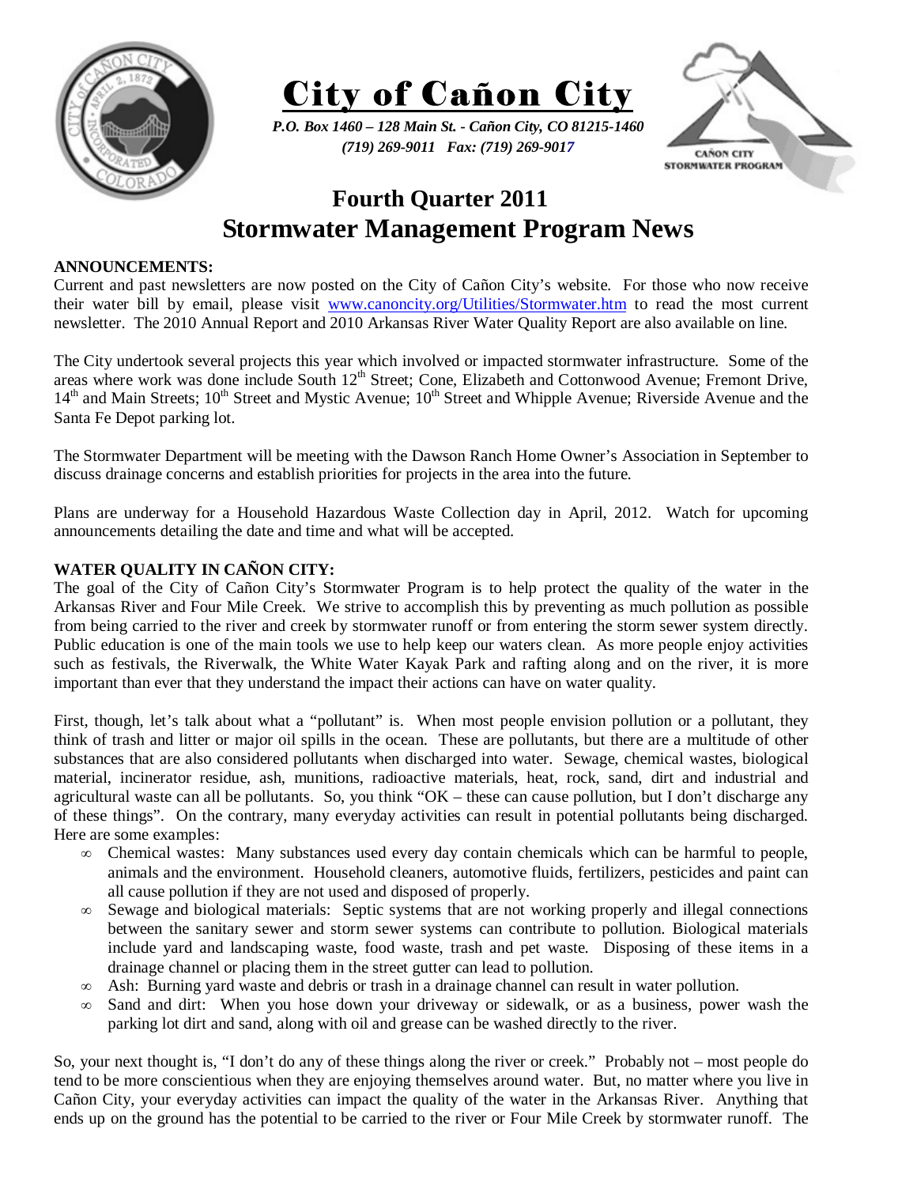# City of Cañon City

*P.O. Box 1460 – 128 Main St. - Cañon City, CO 81215-1460*
*(719) 269-9011 Fax: (719) 269-9017*

CAÑON CITY STORMWATER PROGRAM

## Fourth Quarter 2011
## Stormwater Management Program News

**ANNOUNCEMENTS:**

Current and past newsletters are now posted on the City of Cañon City's website. For those who now receive their water bill by email, please visit www.canoncity.org/Utilities/Stormwater.htm to read the most current newsletter. The 2010 Annual Report and 2010 Arkansas River Water Quality Report are also available on line.

The City undertook several projects this year which involved or impacted stormwater infrastructure. Some of the areas where work was done include South 12th Street; Cone, Elizabeth and Cottonwood Avenue; Fremont Drive, 14th and Main Streets; 10th Street and Mystic Avenue; 10th Street and Whipple Avenue; Riverside Avenue and the Santa Fe Depot parking lot.

The Stormwater Department will be meeting with the Dawson Ranch Home Owner's Association in September to discuss drainage concerns and establish priorities for projects in the area into the future.

Plans are underway for a Household Hazardous Waste Collection day in April, 2012. Watch for upcoming announcements detailing the date and time and what will be accepted.

**WATER QUALITY IN CAÑON CITY:**

The goal of the City of Cañon City's Stormwater Program is to help protect the quality of the water in the Arkansas River and Four Mile Creek. We strive to accomplish this by preventing as much pollution as possible from being carried to the river and creek by stormwater runoff or from entering the storm sewer system directly. Public education is one of the main tools we use to help keep our waters clean. As more people enjoy activities such as festivals, the Riverwalk, the White Water Kayak Park and rafting along and on the river, it is more important than ever that they understand the impact their actions can have on water quality.

First, though, let's talk about what a "pollutant" is. When most people envision pollution or a pollutant, they think of trash and litter or major oil spills in the ocean. These are pollutants, but there are a multitude of other substances that are also considered pollutants when discharged into water. Sewage, chemical wastes, biological material, incinerator residue, ash, munitions, radioactive materials, heat, rock, sand, dirt and industrial and agricultural waste can all be pollutants. So, you think "OK – these can cause pollution, but I don't discharge any of these things". On the contrary, many everyday activities can result in potential pollutants being discharged. Here are some examples:

- Chemical wastes: Many substances used every day contain chemicals which can be harmful to people, animals and the environment. Household cleaners, automotive fluids, fertilizers, pesticides and paint can all cause pollution if they are not used and disposed of properly.
- Sewage and biological materials: Septic systems that are not working properly and illegal connections between the sanitary sewer and storm sewer systems can contribute to pollution. Biological materials include yard and landscaping waste, food waste, trash and pet waste. Disposing of these items in a drainage channel or placing them in the street gutter can lead to pollution.
- Ash: Burning yard waste and debris or trash in a drainage channel can result in water pollution.
- Sand and dirt: When you hose down your driveway or sidewalk, or as a business, power wash the parking lot dirt and sand, along with oil and grease can be washed directly to the river.

So, your next thought is, "I don't do any of these things along the river or creek." Probably not – most people do tend to be more conscientious when they are enjoying themselves around water. But, no matter where you live in Cañon City, your everyday activities can impact the quality of the water in the Arkansas River. Anything that ends up on the ground has the potential to be carried to the river or Four Mile Creek by stormwater runoff. The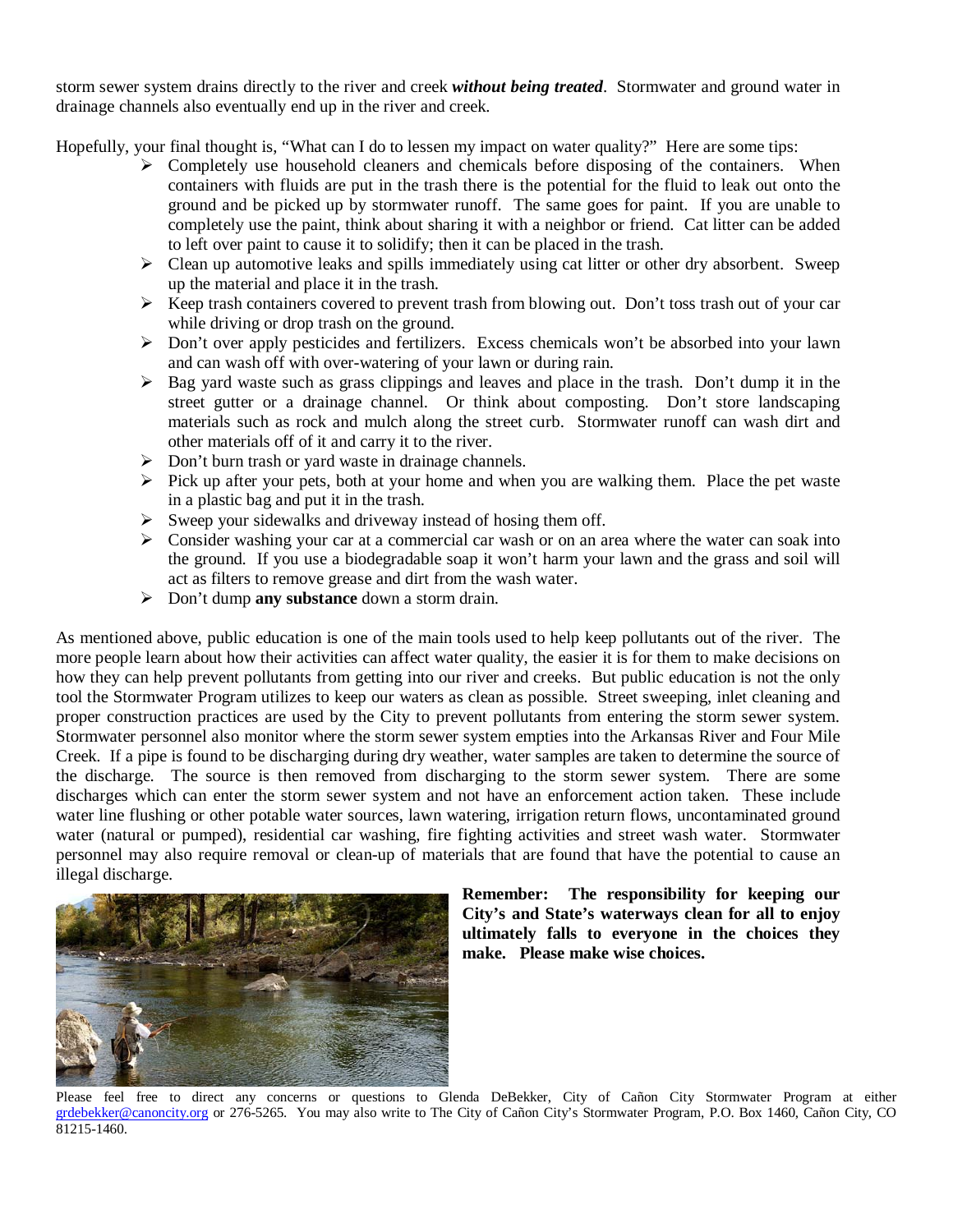storm sewer system drains directly to the river and creek ***without being treated***. Stormwater and ground water in drainage channels also eventually end up in the river and creek.

Hopefully, your final thought is, "What can I do to lessen my impact on water quality?" Here are some tips:

- Completely use household cleaners and chemicals before disposing of the containers. When containers with fluids are put in the trash there is the potential for the fluid to leak out onto the ground and be picked up by stormwater runoff. The same goes for paint. If you are unable to completely use the paint, think about sharing it with a neighbor or friend. Cat litter can be added to left over paint to cause it to solidify; then it can be placed in the trash.
- Clean up automotive leaks and spills immediately using cat litter or other dry absorbent. Sweep up the material and place it in the trash.
- Keep trash containers covered to prevent trash from blowing out. Don't toss trash out of your car while driving or drop trash on the ground.
- Don't over apply pesticides and fertilizers. Excess chemicals won't be absorbed into your lawn and can wash off with over-watering of your lawn or during rain.
- Bag yard waste such as grass clippings and leaves and place in the trash. Don't dump it in the street gutter or a drainage channel. Or think about composting. Don't store landscaping materials such as rock and mulch along the street curb. Stormwater runoff can wash dirt and other materials off of it and carry it to the river.
- Don't burn trash or yard waste in drainage channels.
- Pick up after your pets, both at your home and when you are walking them. Place the pet waste in a plastic bag and put it in the trash.
- Sweep your sidewalks and driveway instead of hosing them off.
- Consider washing your car at a commercial car wash or on an area where the water can soak into the ground. If you use a biodegradable soap it won't harm your lawn and the grass and soil will act as filters to remove grease and dirt from the wash water.
- Don't dump **any substance** down a storm drain.

As mentioned above, public education is one of the main tools used to help keep pollutants out of the river. The more people learn about how their activities can affect water quality, the easier it is for them to make decisions on how they can help prevent pollutants from getting into our river and creeks. But public education is not the only tool the Stormwater Program utilizes to keep our waters as clean as possible. Street sweeping, inlet cleaning and proper construction practices are used by the City to prevent pollutants from entering the storm sewer system. Stormwater personnel also monitor where the storm sewer system empties into the Arkansas River and Four Mile Creek. If a pipe is found to be discharging during dry weather, water samples are taken to determine the source of the discharge. The source is then removed from discharging to the storm sewer system. There are some discharges which can enter the storm sewer system and not have an enforcement action taken. These include water line flushing or other potable water sources, lawn watering, irrigation return flows, uncontaminated ground water (natural or pumped), residential car washing, fire fighting activities and street wash water. Stormwater personnel may also require removal or clean-up of materials that are found that have the potential to cause an illegal discharge.

**Remember: The responsibility for keeping our City's and State's waterways clean for all to enjoy ultimately falls to everyone in the choices they make. Please make wise choices.**

Please feel free to direct any concerns or questions to Glenda DeBekker, City of Cañon City Stormwater Program at either grdebekker@canoncity.org or 276-5265. You may also write to The City of Cañon City's Stormwater Program, P.O. Box 1460, Cañon City, CO 81215-1460.